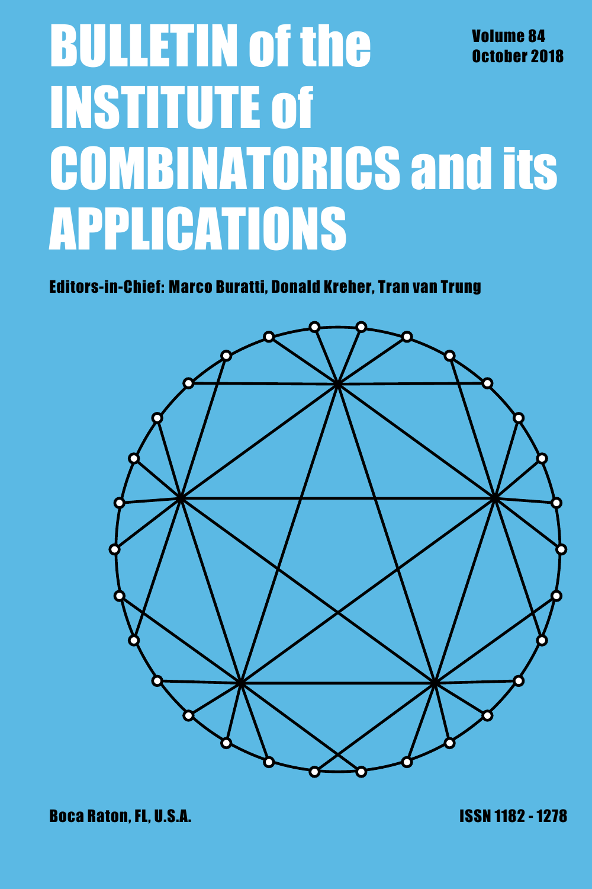# BULLETIN of the INSTITUTE of COMBINATORICS and its APPLICATIONS

**Volume 84**
**October 2018**

**Editors-in-Chief: Marco Buratti, Donald Kreher, Tran van Trung**

**Boca Raton, FL, U.S.A.**

**ISSN 1182 - 1278**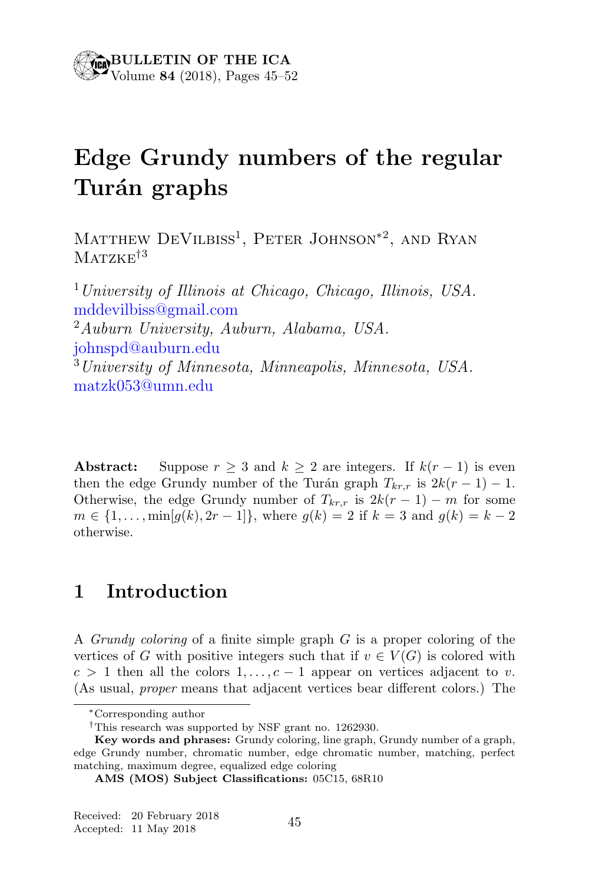# Edge Grundy numbers of the regular Turán graphs

Matthew DeVilbiss[1], Peter Johnson[*2], and Ryan Matzke[†3]

[1] *University of Illinois at Chicago, Chicago, Illinois, USA.* mddevilbiss@gmail.com

[2] *Auburn University, Auburn, Alabama, USA.* johnspd@auburn.edu

[3] *University of Minnesota, Minneapolis, Minnesota, USA.* matzk053@umn.edu

**Abstract:** Suppose $r \geq 3$ and $k \geq 2$ are integers. If $k(r-1)$ is even then the edge Grundy number of the Turán graph $T_{kr,r}$ is $2k(r-1)-1$. Otherwise, the edge Grundy number of $T_{kr,r}$ is $2k(r-1)-m$ for some $m \in \{1, \ldots, \min[g(k), 2r-1]\}$, where $g(k) = 2$ if $k = 3$ and $g(k) = k-2$ otherwise.

## 1 Introduction

A *Grundy coloring* of a finite simple graph $G$ is a proper coloring of the vertices of $G$ with positive integers such that if $v \in V(G)$ is colored with $c > 1$ then all the colors $1, \ldots, c-1$ appear on vertices adjacent to $v$. (As usual, *proper* means that adjacent vertices bear different colors.) The

---

[*] Corresponding author

[†] This research was supported by NSF grant no. 1262930.

**Key words and phrases:** Grundy coloring, line graph, Grundy number of a graph, edge Grundy number, chromatic number, edge chromatic number, matching, perfect matching, maximum degree, equalized edge coloring

**AMS (MOS) Subject Classifications:** 05C15, 68R10

Received: 20 February 2018
Accepted: 11 May 2018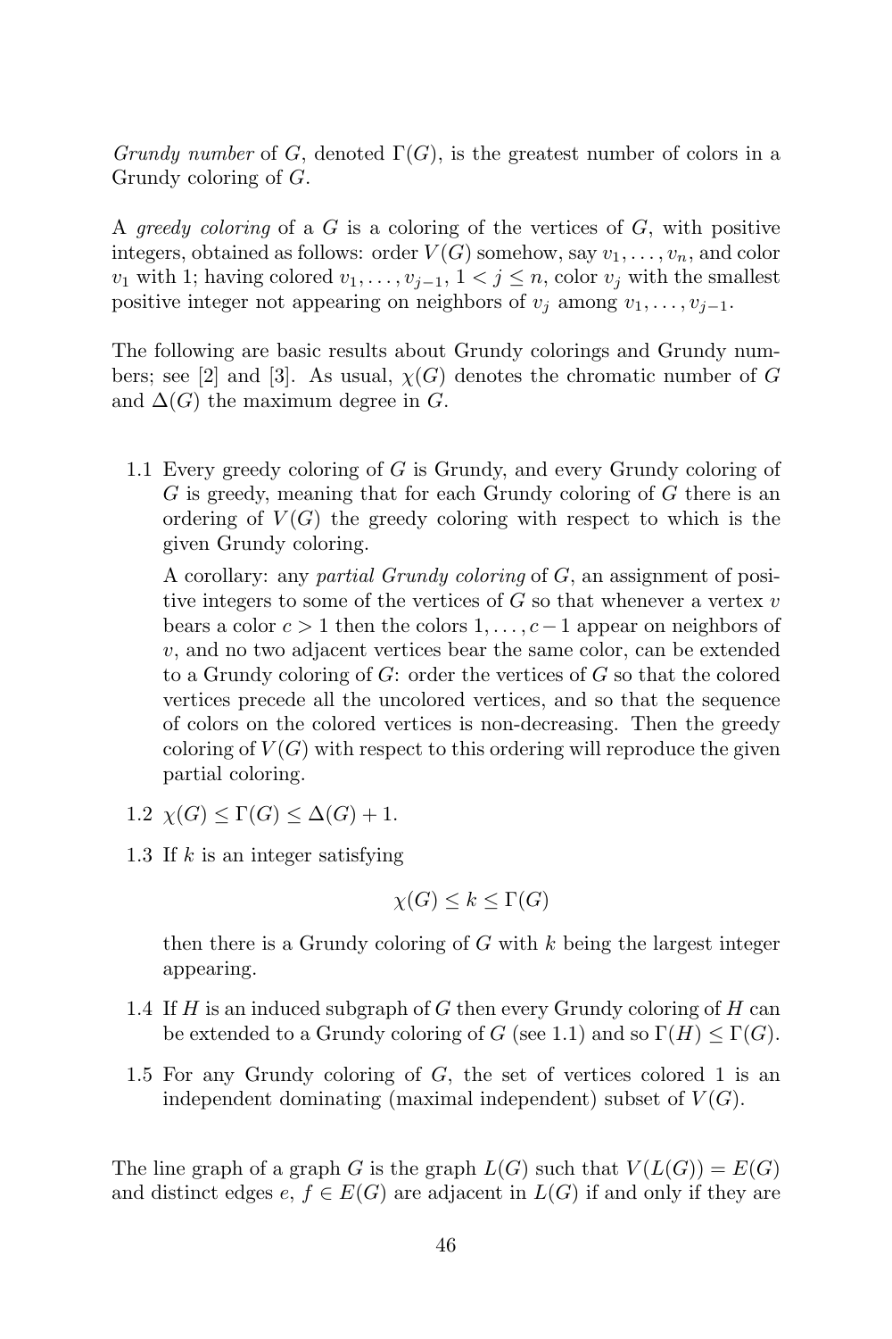*Grundy number* of $G$, denoted $\Gamma(G)$, is the greatest number of colors in a Grundy coloring of $G$.

A *greedy coloring* of a $G$ is a coloring of the vertices of $G$, with positive integers, obtained as follows: order $V(G)$ somehow, say $v_1, \ldots, v_n$, and color $v_1$ with 1; having colored $v_1, \ldots, v_{j-1}$, $1 < j \leq n$, color $v_j$ with the smallest positive integer not appearing on neighbors of $v_j$ among $v_1, \ldots, v_{j-1}$.

The following are basic results about Grundy colorings and Grundy numbers; see [2] and [3]. As usual, $\chi(G)$ denotes the chromatic number of $G$ and $\Delta(G)$ the maximum degree in $G$.

1.1 Every greedy coloring of $G$ is Grundy, and every Grundy coloring of $G$ is greedy, meaning that for each Grundy coloring of $G$ there is an ordering of $V(G)$ the greedy coloring with respect to which is the given Grundy coloring.

    A corollary: any *partial Grundy coloring* of $G$, an assignment of positive integers to some of the vertices of $G$ so that whenever a vertex $v$ bears a color $c > 1$ then the colors $1, \ldots, c-1$ appear on neighbors of $v$, and no two adjacent vertices bear the same color, can be extended to a Grundy coloring of $G$: order the vertices of $G$ so that the colored vertices precede all the uncolored vertices, and so that the sequence of colors on the colored vertices is non-decreasing. Then the greedy coloring of $V(G)$ with respect to this ordering will reproduce the given partial coloring.

1.2 $\chi(G) \leq \Gamma(G) \leq \Delta(G) + 1$.

1.3 If $k$ is an integer satisfying

$$\chi(G) \leq k \leq \Gamma(G)$$

    then there is a Grundy coloring of $G$ with $k$ being the largest integer appearing.

1.4 If $H$ is an induced subgraph of $G$ then every Grundy coloring of $H$ can be extended to a Grundy coloring of $G$ (see 1.1) and so $\Gamma(H) \leq \Gamma(G)$.

1.5 For any Grundy coloring of $G$, the set of vertices colored 1 is an independent dominating (maximal independent) subset of $V(G)$.

The line graph of a graph $G$ is the graph $L(G)$ such that $V(L(G)) = E(G)$ and distinct edges $e, f \in E(G)$ are adjacent in $L(G)$ if and only if they are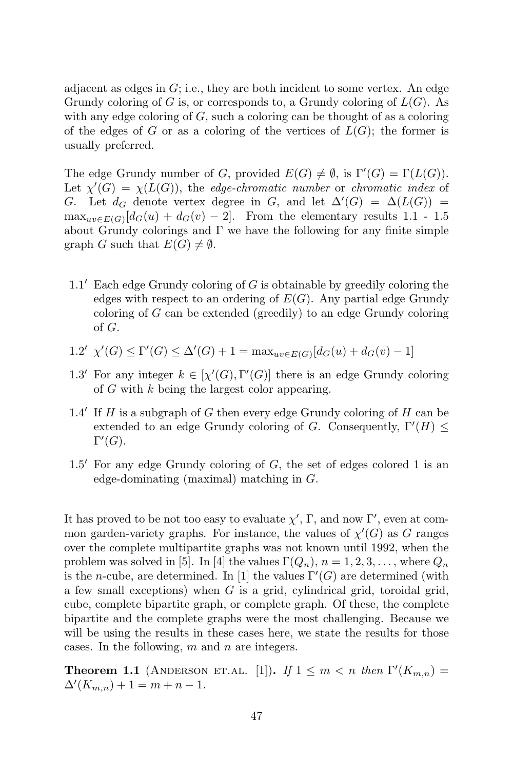adjacent as edges in $G$; i.e., they are both incident to some vertex. An edge Grundy coloring of $G$ is, or corresponds to, a Grundy coloring of $L(G)$. As with any edge coloring of $G$, such a coloring can be thought of as a coloring of the edges of $G$ or as a coloring of the vertices of $L(G)$; the former is usually preferred.

The edge Grundy number of $G$, provided $E(G) \neq \emptyset$, is $\Gamma'(G) = \Gamma(L(G))$. Let $\chi'(G) = \chi(L(G))$, the *edge-chromatic number* or *chromatic index* of $G$. Let $d_G$ denote vertex degree in $G$, and let $\Delta'(G) = \Delta(L(G)) = \max_{uv \in E(G)}[d_G(u) + d_G(v) - 2]$. From the elementary results 1.1 - 1.5 about Grundy colorings and $\Gamma$ we have the following for any finite simple graph $G$ such that $E(G) \neq \emptyset$.

- 1.1′ Each edge Grundy coloring of $G$ is obtainable by greedily coloring the edges with respect to an ordering of $E(G)$. Any partial edge Grundy coloring of $G$ can be extended (greedily) to an edge Grundy coloring of $G$.
- 1.2′ $\chi'(G) \leq \Gamma'(G) \leq \Delta'(G) + 1 = \max_{uv \in E(G)}[d_G(u) + d_G(v) - 1]$
- 1.3′ For any integer $k \in [\chi'(G), \Gamma'(G)]$ there is an edge Grundy coloring of $G$ with $k$ being the largest color appearing.
- 1.4′ If $H$ is a subgraph of $G$ then every edge Grundy coloring of $H$ can be extended to an edge Grundy coloring of $G$. Consequently, $\Gamma'(H) \leq \Gamma'(G)$.
- 1.5′ For any edge Grundy coloring of $G$, the set of edges colored 1 is an edge-dominating (maximal) matching in $G$.

It has proved to be not too easy to evaluate $\chi'$, $\Gamma$, and now $\Gamma'$, even at common garden-variety graphs. For instance, the values of $\chi'(G)$ as $G$ ranges over the complete multipartite graphs was not known until 1992, when the problem was solved in [5]. In [4] the values $\Gamma(Q_n)$, $n = 1, 2, 3, \ldots$, where $Q_n$ is the $n$-cube, are determined. In [1] the values $\Gamma'(G)$ are determined (with a few small exceptions) when $G$ is a grid, cylindrical grid, toroidal grid, cube, complete bipartite graph, or complete graph. Of these, the complete bipartite and the complete graphs were the most challenging. Because we will be using the results in these cases here, we state the results for those cases. In the following, $m$ and $n$ are integers.

**Theorem 1.1** (Anderson et.al. [1])**.** *If $1 \leq m < n$ then $\Gamma'(K_{m,n}) = \Delta'(K_{m,n}) + 1 = m + n - 1$.*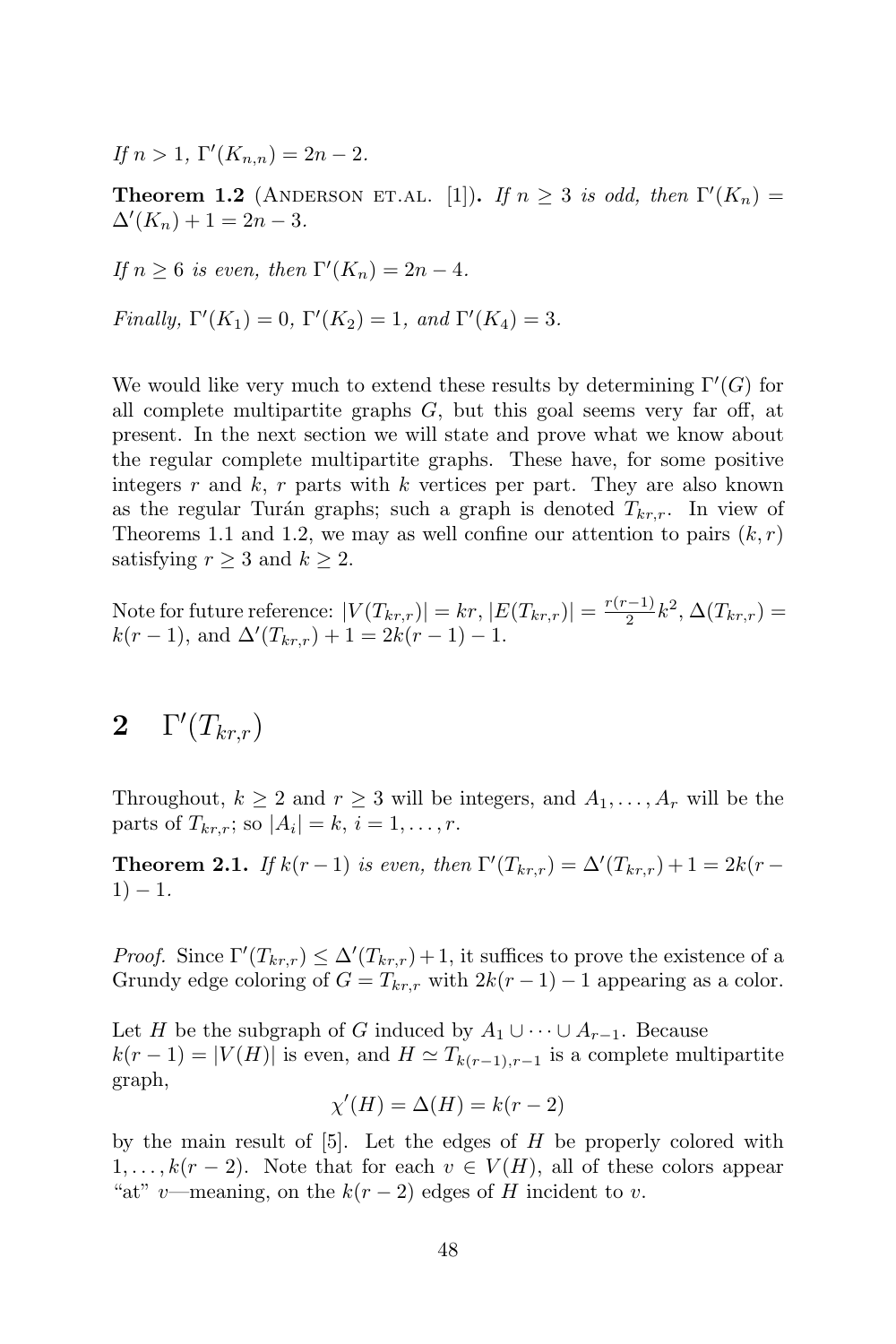*If $n > 1$, $\Gamma'(K_{n,n}) = 2n - 2$.*

**Theorem 1.2** (Anderson et.al. [1]). *If $n \geq 3$ is odd, then $\Gamma'(K_n) = \Delta'(K_n) + 1 = 2n - 3$.*

*If $n \geq 6$ is even, then $\Gamma'(K_n) = 2n - 4$.*

*Finally, $\Gamma'(K_1) = 0$, $\Gamma'(K_2) = 1$, and $\Gamma'(K_4) = 3$.*

We would like very much to extend these results by determining $\Gamma'(G)$ for all complete multipartite graphs $G$, but this goal seems very far off, at present. In the next section we will state and prove what we know about the regular complete multipartite graphs. These have, for some positive integers $r$ and $k$, $r$ parts with $k$ vertices per part. They are also known as the regular Turán graphs; such a graph is denoted $T_{kr,r}$. In view of Theorems 1.1 and 1.2, we may as well confine our attention to pairs $(k, r)$ satisfying $r \geq 3$ and $k \geq 2$.

Note for future reference: $|V(T_{kr,r})| = kr$, $|E(T_{kr,r})| = \frac{r(r-1)}{2}k^2$, $\Delta(T_{kr,r}) = k(r-1)$, and $\Delta'(T_{kr,r}) + 1 = 2k(r-1) - 1$.

## 2 $\Gamma'(T_{kr,r})$

Throughout, $k \geq 2$ and $r \geq 3$ will be integers, and $A_1, \ldots, A_r$ will be the parts of $T_{kr,r}$; so $|A_i| = k$, $i = 1, \ldots, r$.

**Theorem 2.1.** *If $k(r-1)$ is even, then $\Gamma'(T_{kr,r}) = \Delta'(T_{kr,r}) + 1 = 2k(r-1) - 1$.*

*Proof.* Since $\Gamma'(T_{kr,r}) \leq \Delta'(T_{kr,r}) + 1$, it suffices to prove the existence of a Grundy edge coloring of $G = T_{kr,r}$ with $2k(r-1) - 1$ appearing as a color.

Let $H$ be the subgraph of $G$ induced by $A_1 \cup \cdots \cup A_{r-1}$. Because $k(r-1) = |V(H)|$ is even, and $H \simeq T_{k(r-1),r-1}$ is a complete multipartite graph,

$$\chi'(H) = \Delta(H) = k(r-2)$$

by the main result of [5]. Let the edges of $H$ be properly colored with $1, \ldots, k(r-2)$. Note that for each $v \in V(H)$, all of these colors appear "at" $v$—meaning, on the $k(r-2)$ edges of $H$ incident to $v$.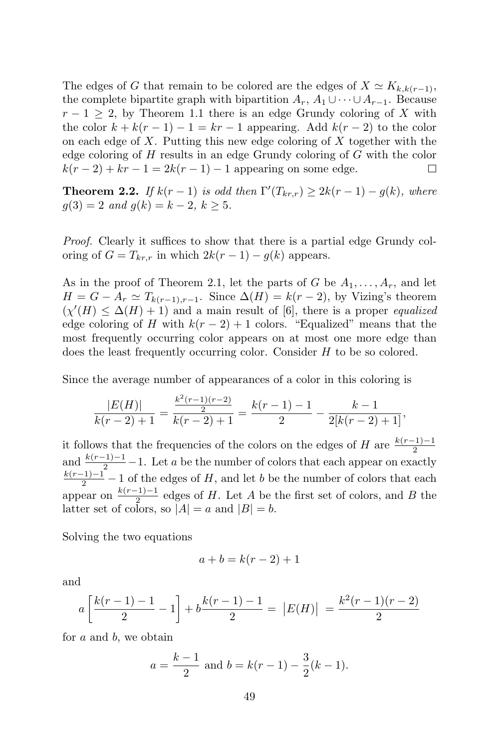The edges of $G$ that remain to be colored are the edges of $X \simeq K_{k,k(r-1)}$, the complete bipartite graph with bipartition $A_r$, $A_1 \cup \cdots \cup A_{r-1}$. Because $r-1 \geq 2$, by Theorem 1.1 there is an edge Grundy coloring of $X$ with the color $k + k(r-1) - 1 = kr - 1$ appearing. Add $k(r-2)$ to the color on each edge of $X$. Putting this new edge coloring of $X$ together with the edge coloring of $H$ results in an edge Grundy coloring of $G$ with the color $k(r-2) + kr - 1 = 2k(r-1) - 1$ appearing on some edge. □

**Theorem 2.2.** *If $k(r-1)$ is odd then $\Gamma'(T_{kr,r}) \geq 2k(r-1) - g(k)$, where $g(3) = 2$ and $g(k) = k-2$, $k \geq 5$.*

*Proof.* Clearly it suffices to show that there is a partial edge Grundy coloring of $G = T_{kr,r}$ in which $2k(r-1) - g(k)$ appears.

As in the proof of Theorem 2.1, let the parts of $G$ be $A_1, \ldots, A_r$, and let $H = G - A_r \simeq T_{k(r-1),r-1}$. Since $\Delta(H) = k(r-2)$, by Vizing's theorem ($\chi'(H) \leq \Delta(H) + 1$) and a main result of [6], there is a proper *equalized* edge coloring of $H$ with $k(r-2)+1$ colors. "Equalized" means that the most frequently occurring color appears on at most one more edge than does the least frequently occurring color. Consider $H$ to be so colored.

Since the average number of appearances of a color in this coloring is

$$\frac{|E(H)|}{k(r-2)+1} = \frac{\frac{k^2(r-1)(r-2)}{2}}{k(r-2)+1} = \frac{k(r-1)-1}{2} - \frac{k-1}{2[k(r-2)+1]},$$

it follows that the frequencies of the colors on the edges of $H$ are $\frac{k(r-1)-1}{2}$ and $\frac{k(r-1)-1}{2} - 1$. Let $a$ be the number of colors that each appear on exactly $\frac{k(r-1)-1}{2} - 1$ of the edges of $H$, and let $b$ be the number of colors that each appear on $\frac{k(r-1)-1}{2}$ edges of $H$. Let $A$ be the first set of colors, and $B$ the latter set of colors, so $|A| = a$ and $|B| = b$.

Solving the two equations

$$a + b = k(r-2) + 1$$

and

$$a\left[\frac{k(r-1)-1}{2} - 1\right] + b\frac{k(r-1)-1}{2} = \big|E(H)\big| = \frac{k^2(r-1)(r-2)}{2}$$

for $a$ and $b$, we obtain

$$a = \frac{k-1}{2} \text{ and } b = k(r-1) - \frac{3}{2}(k-1).$$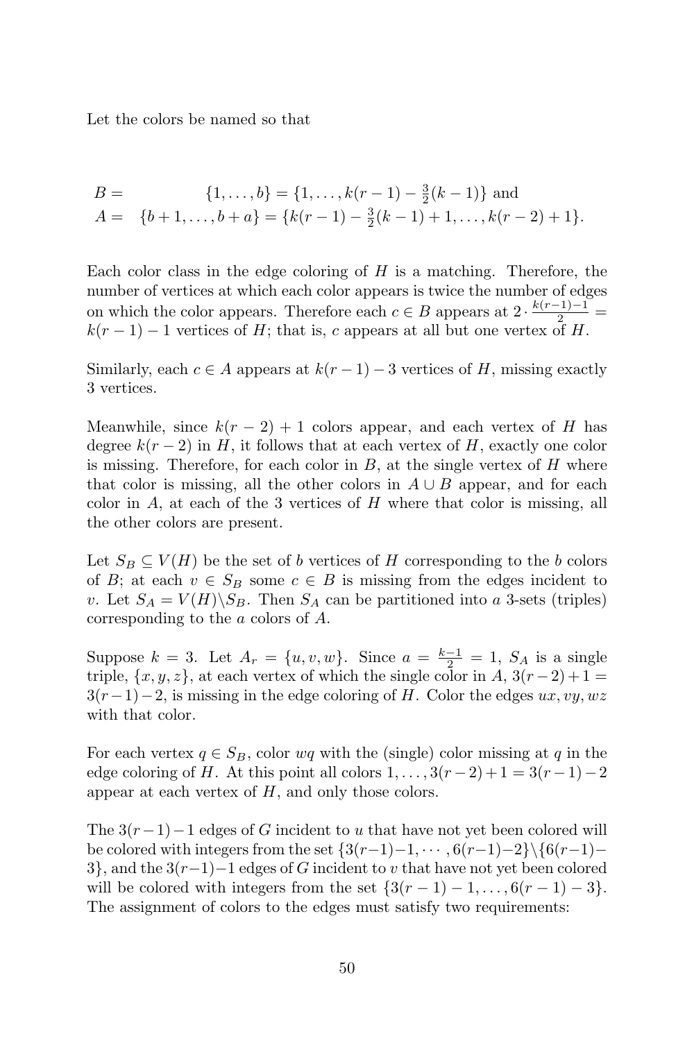Let the colors be named so that

$$
\begin{array}{rl}
B = & \{1, \ldots, b\} = \{1, \ldots, k(r-1) - \frac{3}{2}(k-1)\} \text{ and} \\
A = & \{b+1, \ldots, b+a\} = \{k(r-1) - \frac{3}{2}(k-1) + 1, \ldots, k(r-2) + 1\}.
\end{array}
$$

Each color class in the edge coloring of $H$ is a matching. Therefore, the number of vertices at which each color appears is twice the number of edges on which the color appears. Therefore each $c \in B$ appears at $2 \cdot \frac{k(r-1)-1}{2} = k(r-1) - 1$ vertices of $H$; that is, $c$ appears at all but one vertex of $H$.

Similarly, each $c \in A$ appears at $k(r-1) - 3$ vertices of $H$, missing exactly 3 vertices.

Meanwhile, since $k(r-2) + 1$ colors appear, and each vertex of $H$ has degree $k(r-2)$ in $H$, it follows that at each vertex of $H$, exactly one color is missing. Therefore, for each color in $B$, at the single vertex of $H$ where that color is missing, all the other colors in $A \cup B$ appear, and for each color in $A$, at each of the 3 vertices of $H$ where that color is missing, all the other colors are present.

Let $S_B \subseteq V(H)$ be the set of $b$ vertices of $H$ corresponding to the $b$ colors of $B$; at each $v \in S_B$ some $c \in B$ is missing from the edges incident to $v$. Let $S_A = V(H) \backslash S_B$. Then $S_A$ can be partitioned into $a$ 3-sets (triples) corresponding to the $a$ colors of $A$.

Suppose $k = 3$. Let $A_r = \{u, v, w\}$. Since $a = \frac{k-1}{2} = 1$, $S_A$ is a single triple, $\{x, y, z\}$, at each vertex of which the single color in $A$, $3(r-2) + 1 = 3(r-1) - 2$, is missing in the edge coloring of $H$. Color the edges $ux, vy, wz$ with that color.

For each vertex $q \in S_B$, color $wq$ with the (single) color missing at $q$ in the edge coloring of $H$. At this point all colors $1, \ldots, 3(r-2) + 1 = 3(r-1) - 2$ appear at each vertex of $H$, and only those colors.

The $3(r-1) - 1$ edges of $G$ incident to $u$ that have not yet been colored will be colored with integers from the set $\{3(r-1) - 1, \cdots, 6(r-1) - 2\} \backslash \{6(r-1) - 3\}$, and the $3(r-1) - 1$ edges of $G$ incident to $v$ that have not yet been colored will be colored with integers from the set $\{3(r-1) - 1, \ldots, 6(r-1) - 3\}$. The assignment of colors to the edges must satisfy two requirements: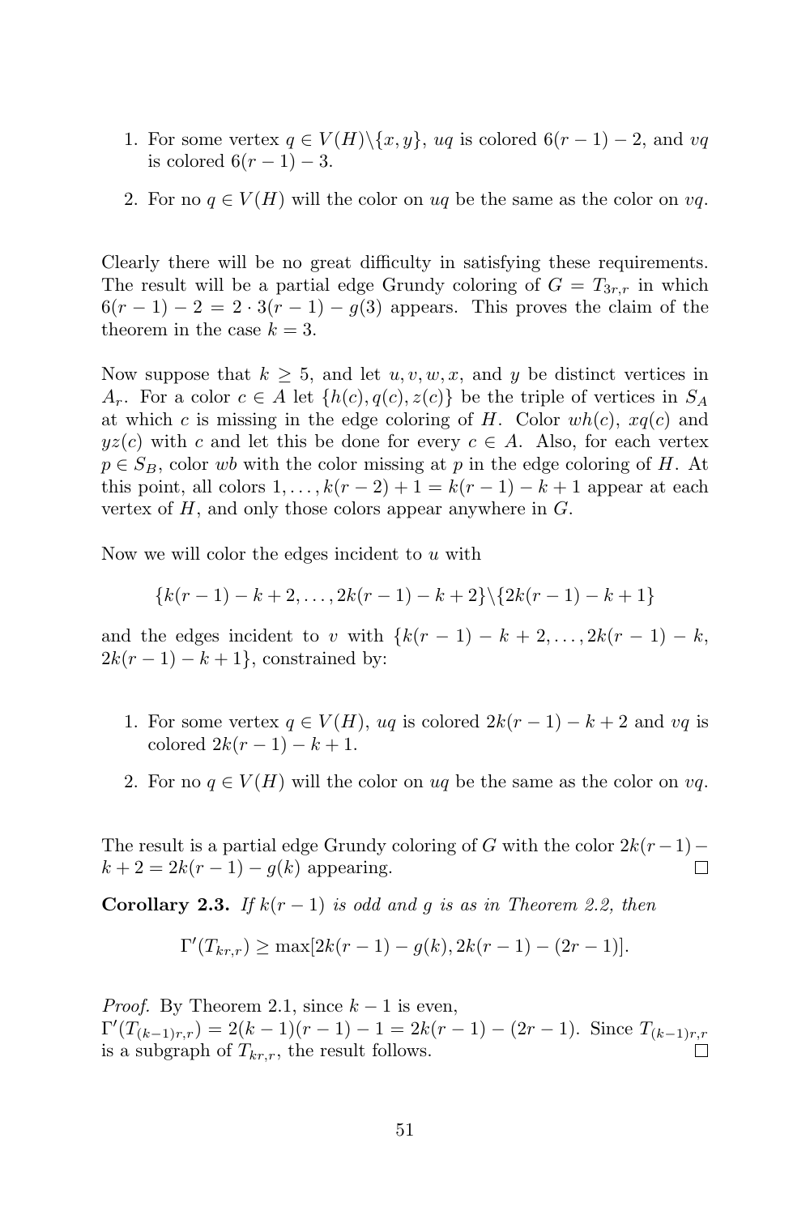1. For some vertex $q \in V(H)\backslash\{x, y\}$, $uq$ is colored $6(r-1)-2$, and $vq$ is colored $6(r-1)-3$.
2. For no $q \in V(H)$ will the color on $uq$ be the same as the color on $vq$.

Clearly there will be no great difficulty in satisfying these requirements. The result will be a partial edge Grundy coloring of $G = T_{3r,r}$ in which $6(r-1)-2 = 2 \cdot 3(r-1) - g(3)$ appears. This proves the claim of the theorem in the case $k = 3$.

Now suppose that $k \geq 5$, and let $u, v, w, x$, and $y$ be distinct vertices in $A_r$. For a color $c \in A$ let $\{h(c), q(c), z(c)\}$ be the triple of vertices in $S_A$ at which $c$ is missing in the edge coloring of $H$. Color $wh(c)$, $xq(c)$ and $yz(c)$ with $c$ and let this be done for every $c \in A$. Also, for each vertex $p \in S_B$, color $wb$ with the color missing at $p$ in the edge coloring of $H$. At this point, all colors $1, \ldots, k(r-2)+1 = k(r-1)-k+1$ appear at each vertex of $H$, and only those colors appear anywhere in $G$.

Now we will color the edges incident to $u$ with

$$\{k(r-1)-k+2, \ldots, 2k(r-1)-k+2\}\backslash\{2k(r-1)-k+1\}$$

and the edges incident to $v$ with $\{k(r-1)-k+2, \ldots, 2k(r-1)-k,$ $2k(r-1)-k+1\}$, constrained by:

1. For some vertex $q \in V(H)$, $uq$ is colored $2k(r-1)-k+2$ and $vq$ is colored $2k(r-1)-k+1$.
2. For no $q \in V(H)$ will the color on $uq$ be the same as the color on $vq$.

The result is a partial edge Grundy coloring of $G$ with the color $2k(r-1)-k+2 = 2k(r-1)-g(k)$ appearing. $\square$

**Corollary 2.3.** *If $k(r-1)$ is odd and $g$ is as in Theorem 2.2, then*

$$\Gamma'(T_{kr,r}) \geq \max[2k(r-1)-g(k), 2k(r-1)-(2r-1)].$$

*Proof.* By Theorem 2.1, since $k-1$ is even, $\Gamma'(T_{(k-1)r,r}) = 2(k-1)(r-1)-1 = 2k(r-1)-(2r-1)$. Since $T_{(k-1)r,r}$ is a subgraph of $T_{kr,r}$, the result follows. $\square$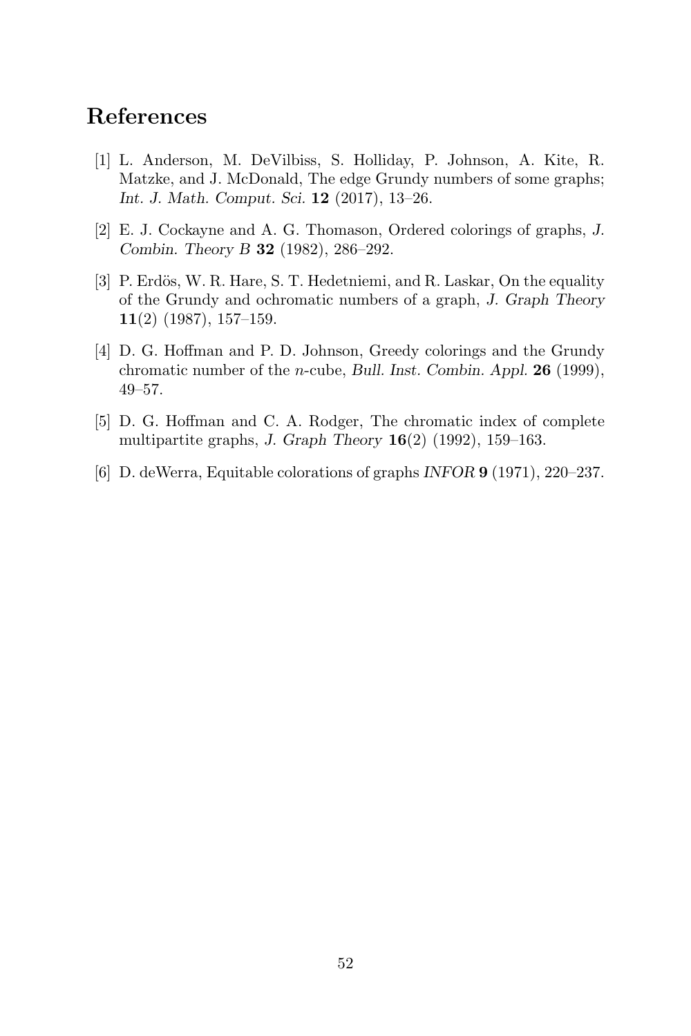## References

[1] L. Anderson, M. DeVilbiss, S. Holliday, P. Johnson, A. Kite, R. Matzke, and J. McDonald, The edge Grundy numbers of some graphs; *Int. J. Math. Comput. Sci.* **12** (2017), 13–26.

[2] E. J. Cockayne and A. G. Thomason, Ordered colorings of graphs, *J. Combin. Theory B* **32** (1982), 286–292.

[3] P. Erdös, W. R. Hare, S. T. Hedetniemi, and R. Laskar, On the equality of the Grundy and ochromatic numbers of a graph, *J. Graph Theory* **11**(2) (1987), 157–159.

[4] D. G. Hoffman and P. D. Johnson, Greedy colorings and the Grundy chromatic number of the $n$-cube, *Bull. Inst. Combin. Appl.* **26** (1999), 49–57.

[5] D. G. Hoffman and C. A. Rodger, The chromatic index of complete multipartite graphs, *J. Graph Theory* **16**(2) (1992), 159–163.

[6] D. deWerra, Equitable colorations of graphs *INFOR* **9** (1971), 220–237.